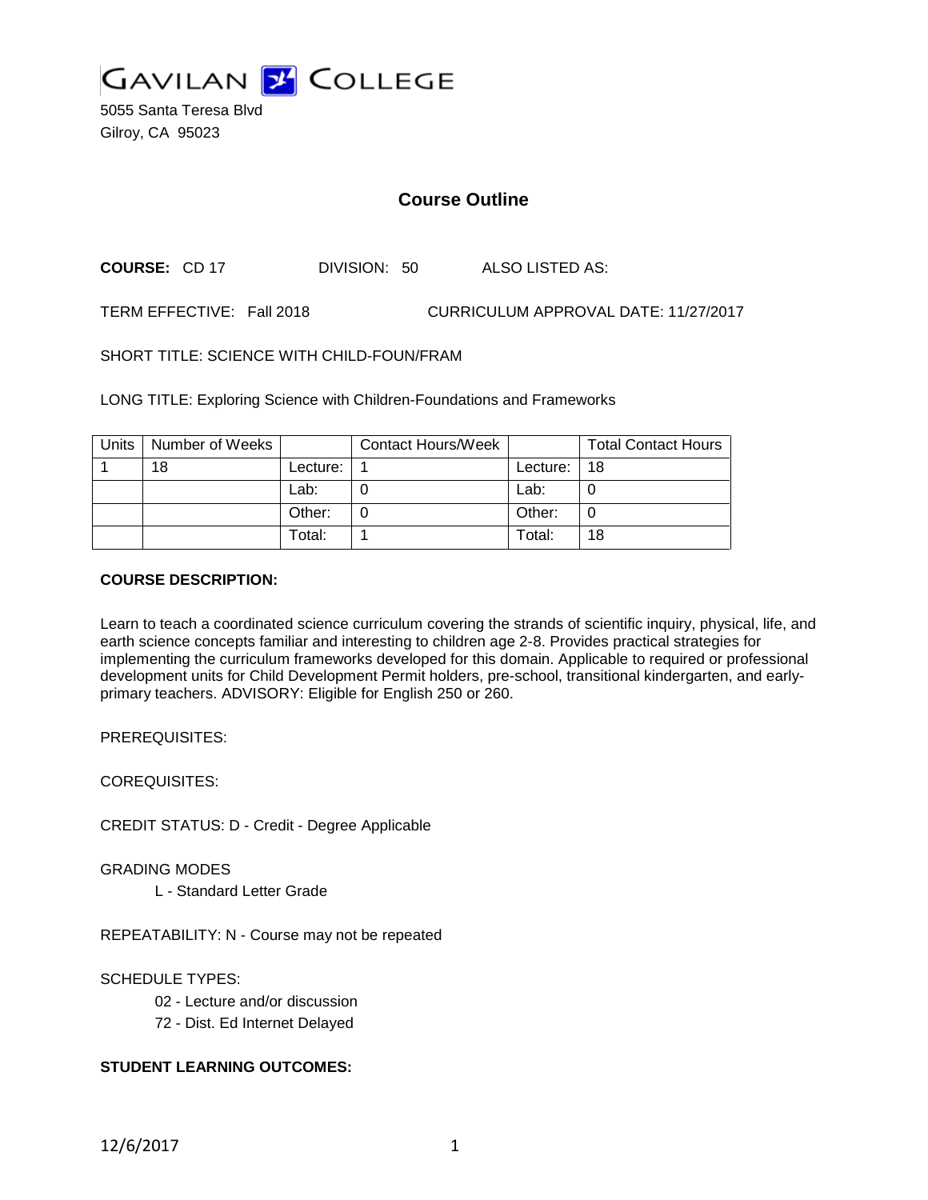# GAVILAN COLLEGE

5055 Santa Teresa Blvd
Gilroy, CA 95023

## Course Outline

**COURSE:** CD 17 DIVISION: 50 ALSO LISTED AS:

TERM EFFECTIVE: Fall 2018 CURRICULUM APPROVAL DATE: 11/27/2017

SHORT TITLE: SCIENCE WITH CHILD-FOUN/FRAM

LONG TITLE: Exploring Science with Children-Foundations and Frameworks

| Units | Number of Weeks | | Contact Hours/Week | | Total Contact Hours |
|---|---|---|---|---|---|
| 1 | 18 | Lecture: | 1 | Lecture: | 18 |
| | | Lab: | 0 | Lab: | 0 |
| | | Other: | 0 | Other: | 0 |
| | | Total: | 1 | Total: | 18 |

**COURSE DESCRIPTION:**

Learn to teach a coordinated science curriculum covering the strands of scientific inquiry, physical, life, and earth science concepts familiar and interesting to children age 2-8. Provides practical strategies for implementing the curriculum frameworks developed for this domain. Applicable to required or professional development units for Child Development Permit holders, pre-school, transitional kindergarten, and early-primary teachers. ADVISORY: Eligible for English 250 or 260.

PREREQUISITES:

COREQUISITES:

CREDIT STATUS: D - Credit - Degree Applicable

GRADING MODES

L - Standard Letter Grade

REPEATABILITY: N - Course may not be repeated

SCHEDULE TYPES:

02 - Lecture and/or discussion

72 - Dist. Ed Internet Delayed

**STUDENT LEARNING OUTCOMES:**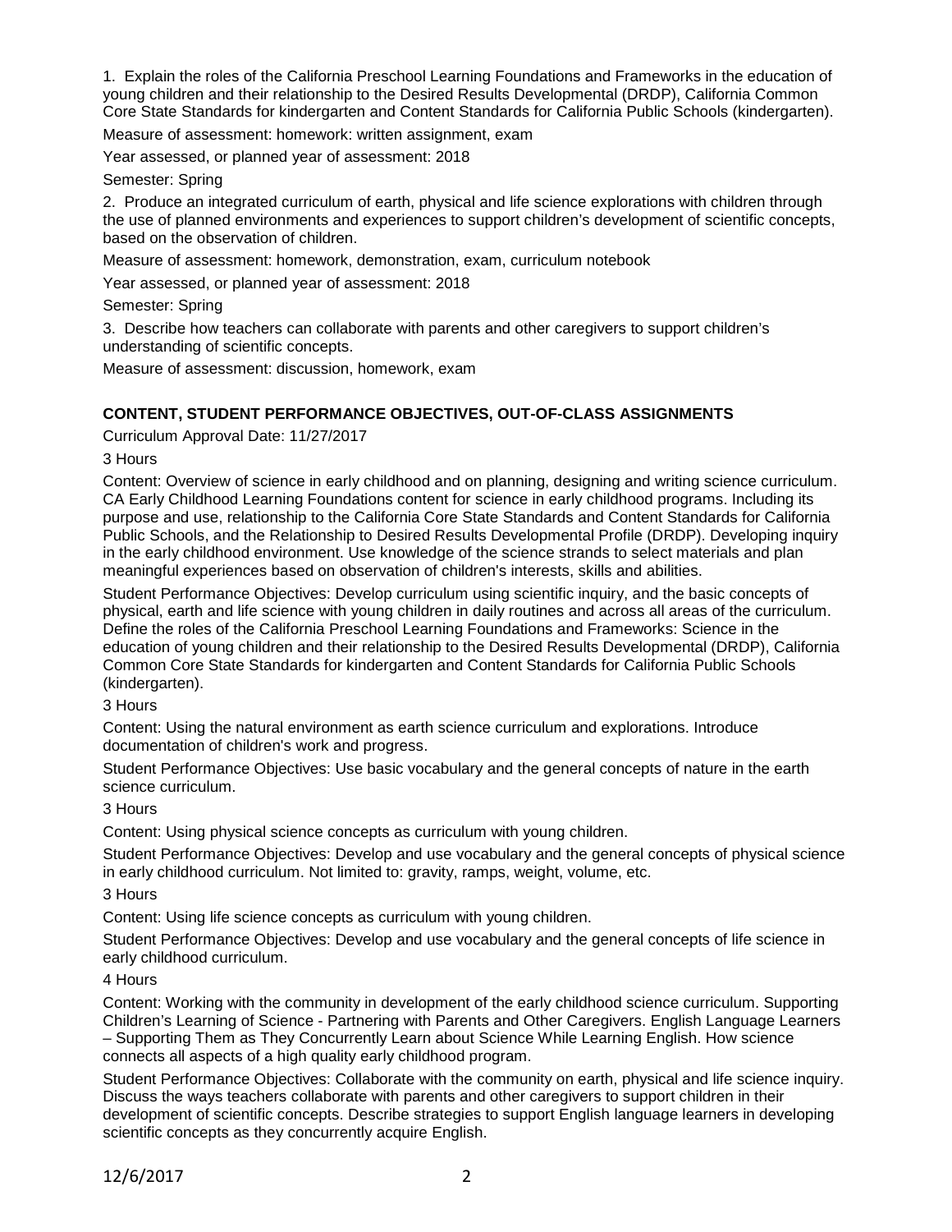1. Explain the roles of the California Preschool Learning Foundations and Frameworks in the education of young children and their relationship to the Desired Results Developmental (DRDP), California Common Core State Standards for kindergarten and Content Standards for California Public Schools (kindergarten).

Measure of assessment: homework: written assignment, exam

Year assessed, or planned year of assessment: 2018

Semester: Spring

2. Produce an integrated curriculum of earth, physical and life science explorations with children through the use of planned environments and experiences to support children's development of scientific concepts, based on the observation of children.

Measure of assessment: homework, demonstration, exam, curriculum notebook

Year assessed, or planned year of assessment: 2018

Semester: Spring

3. Describe how teachers can collaborate with parents and other caregivers to support children's understanding of scientific concepts.

Measure of assessment: discussion, homework, exam

## CONTENT, STUDENT PERFORMANCE OBJECTIVES, OUT-OF-CLASS ASSIGNMENTS

Curriculum Approval Date: 11/27/2017

3 Hours

Content: Overview of science in early childhood and on planning, designing and writing science curriculum. CA Early Childhood Learning Foundations content for science in early childhood programs. Including its purpose and use, relationship to the California Core State Standards and Content Standards for California Public Schools, and the Relationship to Desired Results Developmental Profile (DRDP). Developing inquiry in the early childhood environment. Use knowledge of the science strands to select materials and plan meaningful experiences based on observation of children's interests, skills and abilities.

Student Performance Objectives: Develop curriculum using scientific inquiry, and the basic concepts of physical, earth and life science with young children in daily routines and across all areas of the curriculum. Define the roles of the California Preschool Learning Foundations and Frameworks: Science in the education of young children and their relationship to the Desired Results Developmental (DRDP), California Common Core State Standards for kindergarten and Content Standards for California Public Schools (kindergarten).

3 Hours

Content: Using the natural environment as earth science curriculum and explorations. Introduce documentation of children's work and progress.

Student Performance Objectives: Use basic vocabulary and the general concepts of nature in the earth science curriculum.

3 Hours

Content: Using physical science concepts as curriculum with young children.

Student Performance Objectives: Develop and use vocabulary and the general concepts of physical science in early childhood curriculum. Not limited to: gravity, ramps, weight, volume, etc.

3 Hours

Content: Using life science concepts as curriculum with young children.

Student Performance Objectives: Develop and use vocabulary and the general concepts of life science in early childhood curriculum.

4 Hours

Content: Working with the community in development of the early childhood science curriculum. Supporting Children's Learning of Science - Partnering with Parents and Other Caregivers. English Language Learners – Supporting Them as They Concurrently Learn about Science While Learning English. How science connects all aspects of a high quality early childhood program.

Student Performance Objectives: Collaborate with the community on earth, physical and life science inquiry. Discuss the ways teachers collaborate with parents and other caregivers to support children in their development of scientific concepts. Describe strategies to support English language learners in developing scientific concepts as they concurrently acquire English.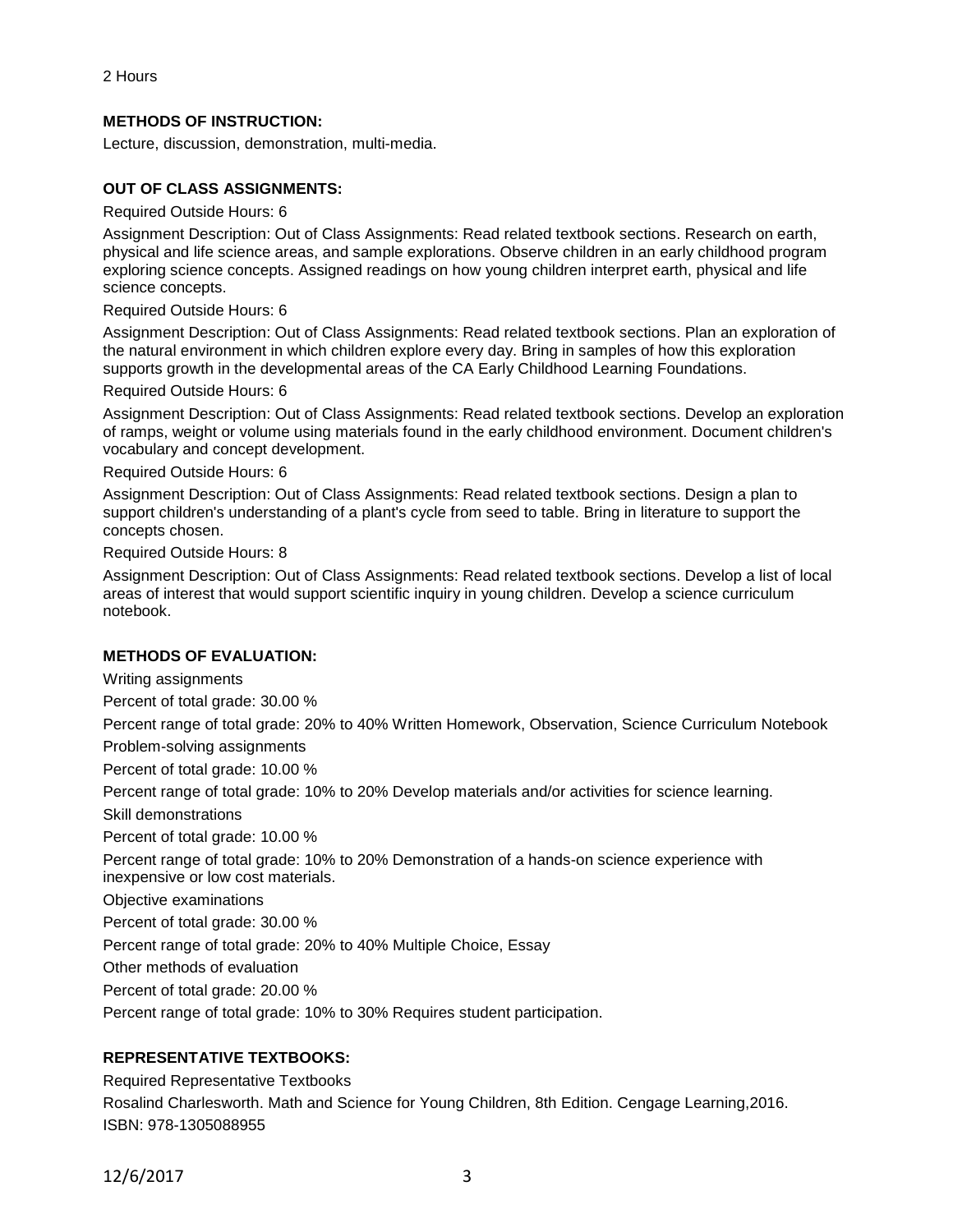2 Hours

**METHODS OF INSTRUCTION:**

Lecture, discussion, demonstration, multi-media.

**OUT OF CLASS ASSIGNMENTS:**

Required Outside Hours: 6

Assignment Description: Out of Class Assignments: Read related textbook sections. Research on earth, physical and life science areas, and sample explorations. Observe children in an early childhood program exploring science concepts. Assigned readings on how young children interpret earth, physical and life science concepts.

Required Outside Hours: 6

Assignment Description: Out of Class Assignments: Read related textbook sections. Plan an exploration of the natural environment in which children explore every day. Bring in samples of how this exploration supports growth in the developmental areas of the CA Early Childhood Learning Foundations.

Required Outside Hours: 6

Assignment Description: Out of Class Assignments: Read related textbook sections. Develop an exploration of ramps, weight or volume using materials found in the early childhood environment. Document children's vocabulary and concept development.

Required Outside Hours: 6

Assignment Description: Out of Class Assignments: Read related textbook sections. Design a plan to support children's understanding of a plant's cycle from seed to table. Bring in literature to support the concepts chosen.

Required Outside Hours: 8

Assignment Description: Out of Class Assignments: Read related textbook sections. Develop a list of local areas of interest that would support scientific inquiry in young children. Develop a science curriculum notebook.

**METHODS OF EVALUATION:**

Writing assignments

Percent of total grade: 30.00 %

Percent range of total grade: 20% to 40% Written Homework, Observation, Science Curriculum Notebook

Problem-solving assignments

Percent of total grade: 10.00 %

Percent range of total grade: 10% to 20% Develop materials and/or activities for science learning.

Skill demonstrations

Percent of total grade: 10.00 %

Percent range of total grade: 10% to 20% Demonstration of a hands-on science experience with inexpensive or low cost materials.

Objective examinations

Percent of total grade: 30.00 %

Percent range of total grade: 20% to 40% Multiple Choice, Essay

Other methods of evaluation

Percent of total grade: 20.00 %

Percent range of total grade: 10% to 30% Requires student participation.

**REPRESENTATIVE TEXTBOOKS:**

Required Representative Textbooks

Rosalind Charlesworth. Math and Science for Young Children, 8th Edition. Cengage Learning,2016.
ISBN: 978-1305088955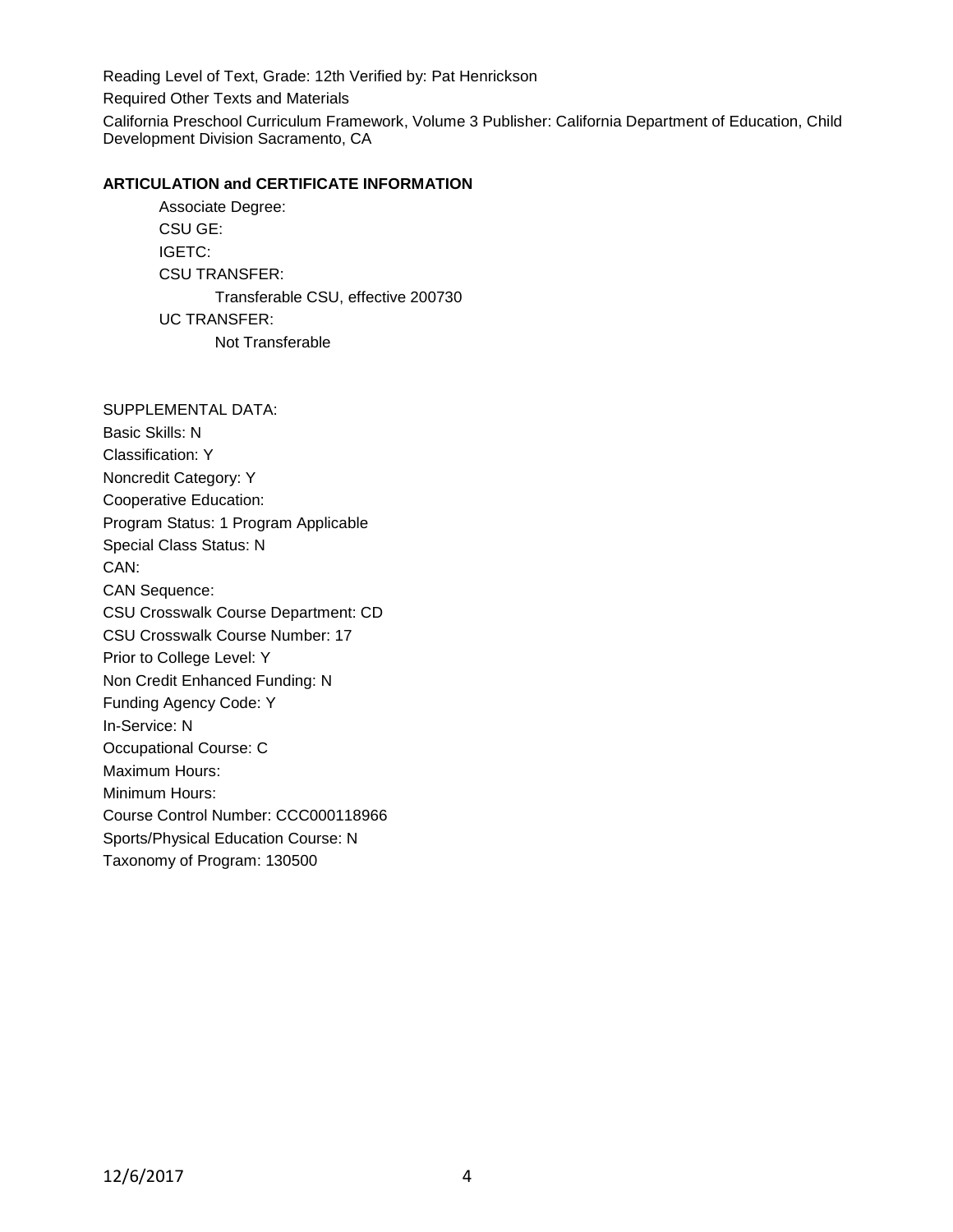Reading Level of Text, Grade: 12th Verified by: Pat Henrickson

Required Other Texts and Materials

California Preschool Curriculum Framework, Volume 3 Publisher: California Department of Education, Child Development Division Sacramento, CA

**ARTICULATION and CERTIFICATE INFORMATION**

Associate Degree:

CSU GE:

IGETC:

CSU TRANSFER:

Transferable CSU, effective 200730

UC TRANSFER:

Not Transferable

SUPPLEMENTAL DATA:

Basic Skills: N

Classification: Y

Noncredit Category: Y

Cooperative Education:

Program Status: 1 Program Applicable

Special Class Status: N

CAN:

CAN Sequence:

CSU Crosswalk Course Department: CD

CSU Crosswalk Course Number: 17

Prior to College Level: Y

Non Credit Enhanced Funding: N

Funding Agency Code: Y

In-Service: N

Occupational Course: C

Maximum Hours:

Minimum Hours:

Course Control Number: CCC000118966

Sports/Physical Education Course: N

Taxonomy of Program: 130500